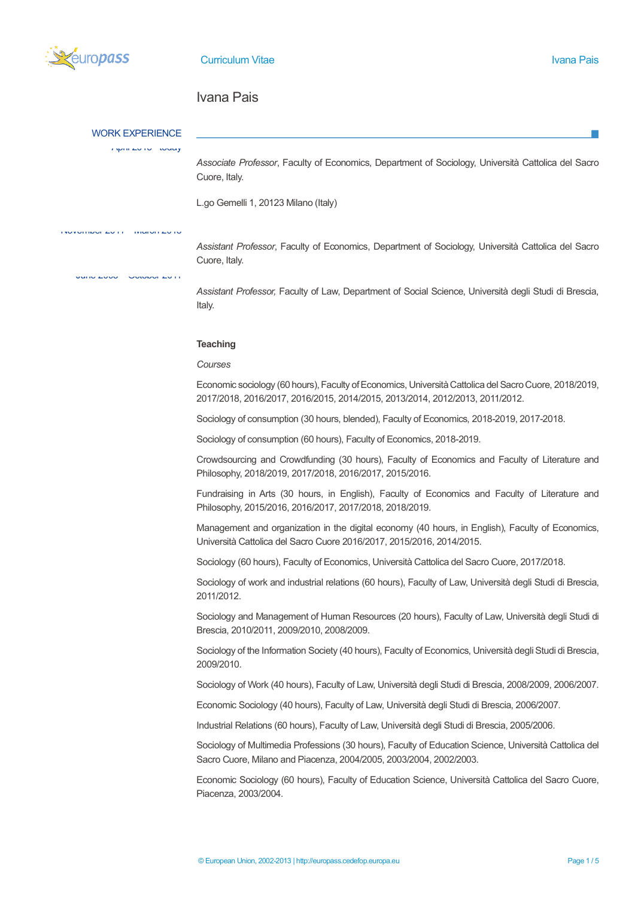# Ivana Pais

## WORK EXPERIENCE

April 2015 – today

*Associate Professor*, Faculty of Economics, Department of Sociology, Università Cattolica del Sacro Cuore, Italy.

L.go Gemelli 1, 20123 Milano (Italy)

November 2011 – March 2015

*Assistant Professor*, Faculty of Economics, Department of Sociology, Università Cattolica del Sacro Cuore, Italy.

June 2005 – October 2011

*Assistant Professor,* Faculty of Law, Department of Social Science, Università degli Studi di Brescia, Italy.

**Teaching**

*Courses*

Economic sociology (60 hours), Faculty of Economics, Università Cattolica del Sacro Cuore, 2018/2019, 2017/2018, 2016/2017, 2016/2015, 2014/2015, 2013/2014, 2012/2013, 2011/2012.

Sociology of consumption (30 hours, blended), Faculty of Economics, 2018-2019, 2017-2018.

Sociology of consumption (60 hours), Faculty of Economics, 2018-2019.

Crowdsourcing and Crowdfunding (30 hours), Faculty of Economics and Faculty of Literature and Philosophy, 2018/2019, 2017/2018, 2016/2017, 2015/2016.

Fundraising in Arts (30 hours, in English), Faculty of Economics and Faculty of Literature and Philosophy, 2015/2016, 2016/2017, 2017/2018, 2018/2019.

Management and organization in the digital economy (40 hours, in English), Faculty of Economics, Università Cattolica del Sacro Cuore 2016/2017, 2015/2016, 2014/2015.

Sociology (60 hours), Faculty of Economics, Università Cattolica del Sacro Cuore, 2017/2018.

Sociology of work and industrial relations (60 hours), Faculty of Law, Università degli Studi di Brescia, 2011/2012.

Sociology and Management of Human Resources (20 hours), Faculty of Law, Università degli Studi di Brescia, 2010/2011, 2009/2010, 2008/2009.

Sociology of the Information Society (40 hours), Faculty of Economics, Università degli Studi di Brescia, 2009/2010.

Sociology of Work (40 hours), Faculty of Law, Università degli Studi di Brescia, 2008/2009, 2006/2007.

Economic Sociology (40 hours), Faculty of Law, Università degli Studi di Brescia, 2006/2007.

Industrial Relations (60 hours), Faculty of Law, Università degli Studi di Brescia, 2005/2006.

Sociology of Multimedia Professions (30 hours), Faculty of Education Science, Università Cattolica del Sacro Cuore, Milano and Piacenza, 2004/2005, 2003/2004, 2002/2003.

Economic Sociology (60 hours), Faculty of Education Science, Università Cattolica del Sacro Cuore, Piacenza, 2003/2004.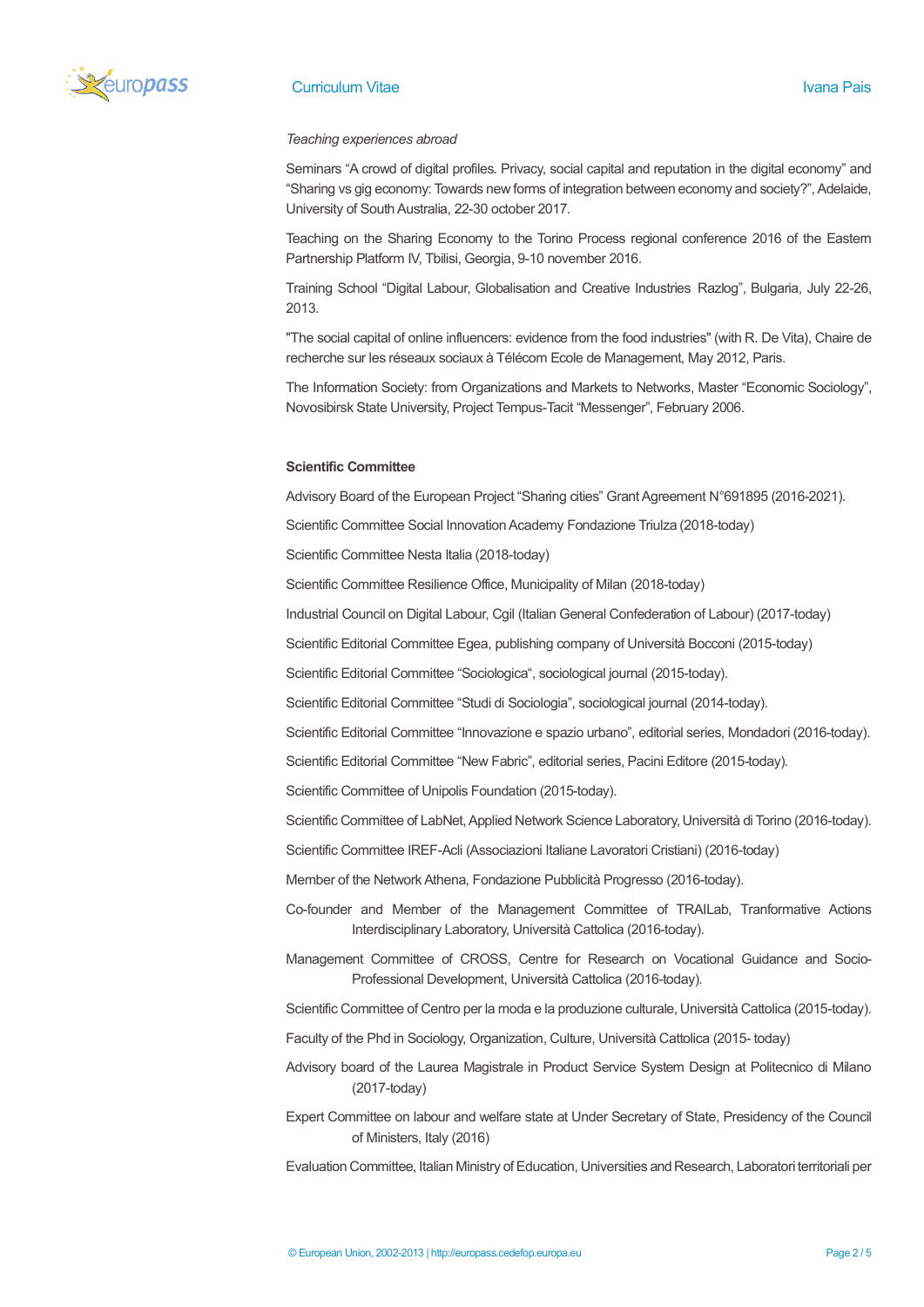*Teaching experiences abroad*

Seminars “A crowd of digital profiles. Privacy, social capital and reputation in the digital economy” and “Sharing vs gig economy: Towards new forms of integration between economy and society?”, Adelaide, University of South Australia, 22-30 october 2017.

Teaching on the Sharing Economy to the Torino Process regional conference 2016 of the Eastern Partnership Platform IV, Tbilisi, Georgia, 9-10 november 2016.

Training School “Digital Labour, Globalisation and Creative Industries Razlog”, Bulgaria, July 22-26, 2013.

"The social capital of online influencers: evidence from the food industries" (with R. De Vita), Chaire de recherche sur les réseaux sociaux à Télécom Ecole de Management, May 2012, Paris.

The Information Society: from Organizations and Markets to Networks, Master “Economic Sociology”, Novosibirsk State University, Project Tempus-Tacit “Messenger”, February 2006.

**Scientific Committee**

Advisory Board of the European Project “Sharing cities” Grant Agreement N°691895 (2016-2021).

Scientific Committee Social Innovation Academy Fondazione Triulza (2018-today)

Scientific Committee Nesta Italia (2018-today)

Scientific Committee Resilience Office, Municipality of Milan (2018-today)

Industrial Council on Digital Labour, Cgil (Italian General Confederation of Labour) (2017-today)

Scientific Editorial Committee Egea, publishing company of Università Bocconi (2015-today)

Scientific Editorial Committee “Sociologica“, sociological journal (2015-today).

Scientific Editorial Committee “Studi di Sociologia”, sociological journal (2014-today).

Scientific Editorial Committee “Innovazione e spazio urbano”, editorial series, Mondadori (2016-today).

Scientific Editorial Committee “New Fabric”, editorial series, Pacini Editore (2015-today).

Scientific Committee of Unipolis Foundation (2015-today).

Scientific Committee of LabNet, Applied Network Science Laboratory, Università di Torino (2016-today).

Scientific Committee IREF-Acli (Associazioni Italiane Lavoratori Cristiani) (2016-today)

Member of the Network Athena, Fondazione Pubblicità Progresso (2016-today).

Co-founder and Member of the Management Committee of TRAILab, Tranformative Actions Interdisciplinary Laboratory, Università Cattolica (2016-today).

Management Committee of CROSS, Centre for Research on Vocational Guidance and Socio-Professional Development, Università Cattolica (2016-today).

Scientific Committee of Centro per la moda e la produzione culturale, Università Cattolica (2015-today).

Faculty of the Phd in Sociology, Organization, Culture, Università Cattolica (2015- today)

Advisory board of the Laurea Magistrale in Product Service System Design at Politecnico di Milano (2017-today)

Expert Committee on labour and welfare state at Under Secretary of State, Presidency of the Council of Ministers, Italy (2016)

Evaluation Committee, Italian Ministry of Education, Universities and Research, Laboratori territoriali per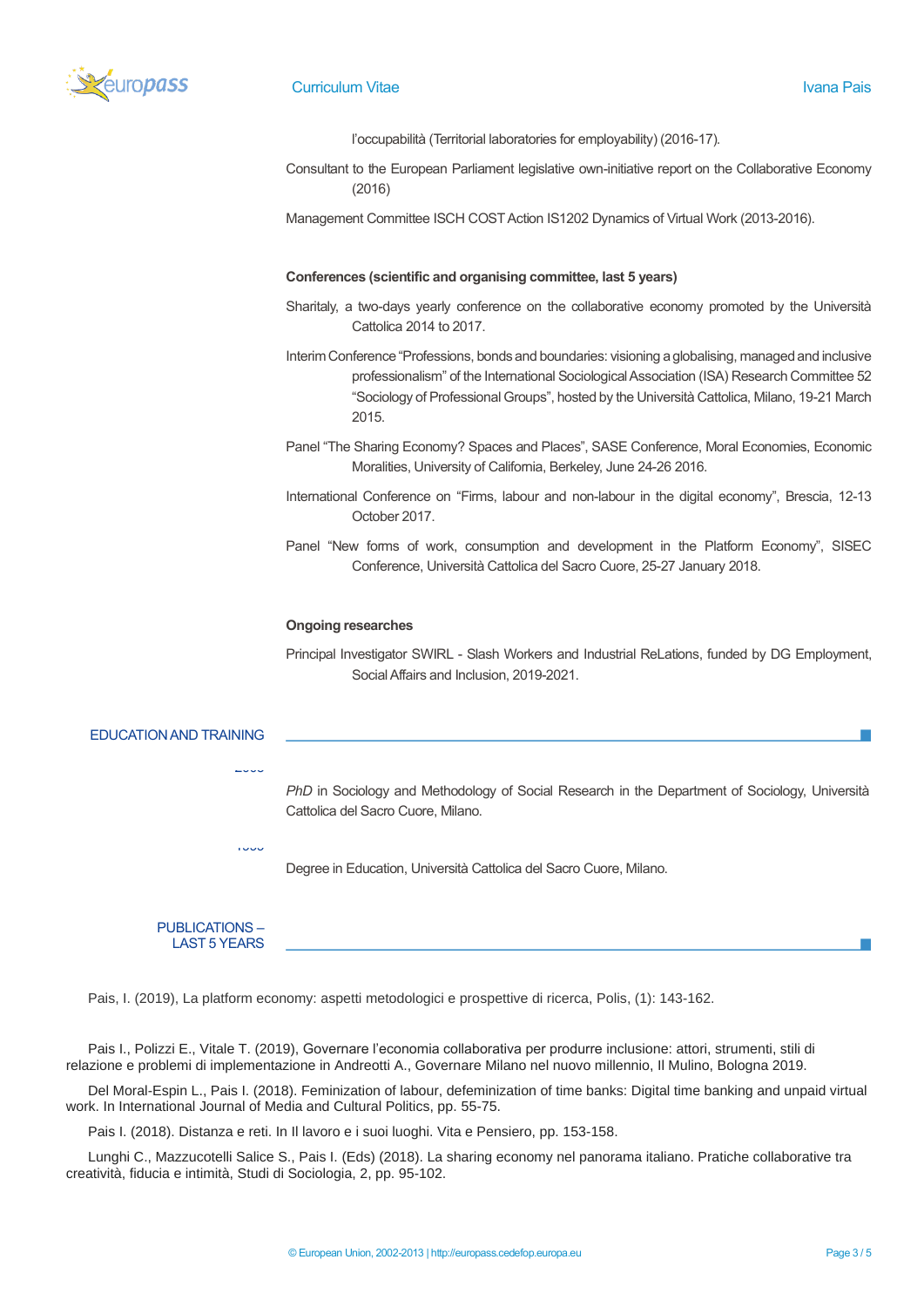l'occupabilità (Territorial laboratories for employability) (2016-17).

Consultant to the European Parliament legislative own-initiative report on the Collaborative Economy (2016)

Management Committee ISCH COST Action IS1202 Dynamics of Virtual Work (2013-2016).

**Conferences (scientific and organising committee, last 5 years)**

Sharitaly, a two-days yearly conference on the collaborative economy promoted by the Università Cattolica 2014 to 2017.

Interim Conference "Professions, bonds and boundaries: visioning a globalising, managed and inclusive professionalism" of the International Sociological Association (ISA) Research Committee 52 "Sociology of Professional Groups", hosted by the Università Cattolica, Milano, 19-21 March 2015.

Panel "The Sharing Economy? Spaces and Places", SASE Conference, Moral Economies, Economic Moralities, University of California, Berkeley, June 24-26 2016.

International Conference on "Firms, labour and non-labour in the digital economy", Brescia, 12-13 October 2017.

Panel "New forms of work, consumption and development in the Platform Economy", SISEC Conference, Università Cattolica del Sacro Cuore, 25-27 January 2018.

**Ongoing researches**

Principal Investigator SWIRL - Slash Workers and Industrial ReLations, funded by DG Employment, Social Affairs and Inclusion, 2019-2021.

## EDUCATION AND TRAINING

*PhD* in Sociology and Methodology of Social Research in the Department of Sociology, Università Cattolica del Sacro Cuore, Milano.

Degree in Education, Università Cattolica del Sacro Cuore, Milano.

## PUBLICATIONS – LAST 5 YEARS

Pais, I. (2019), La platform economy: aspetti metodologici e prospettive di ricerca, Polis, (1): 143-162.

Pais I., Polizzi E., Vitale T. (2019), Governare l'economia collaborativa per produrre inclusione: attori, strumenti, stili di relazione e problemi di implementazione in Andreotti A., Governare Milano nel nuovo millennio, Il Mulino, Bologna 2019.

Del Moral-Espin L., Pais I. (2018). Feminization of labour, defeminization of time banks: Digital time banking and unpaid virtual work. In International Journal of Media and Cultural Politics, pp. 55-75.

Pais I. (2018). Distanza e reti. In Il lavoro e i suoi luoghi. Vita e Pensiero, pp. 153-158.

Lunghi C., Mazzucotelli Salice S., Pais I. (Eds) (2018). La sharing economy nel panorama italiano. Pratiche collaborative tra creatività, fiducia e intimità, Studi di Sociologia, 2, pp. 95-102.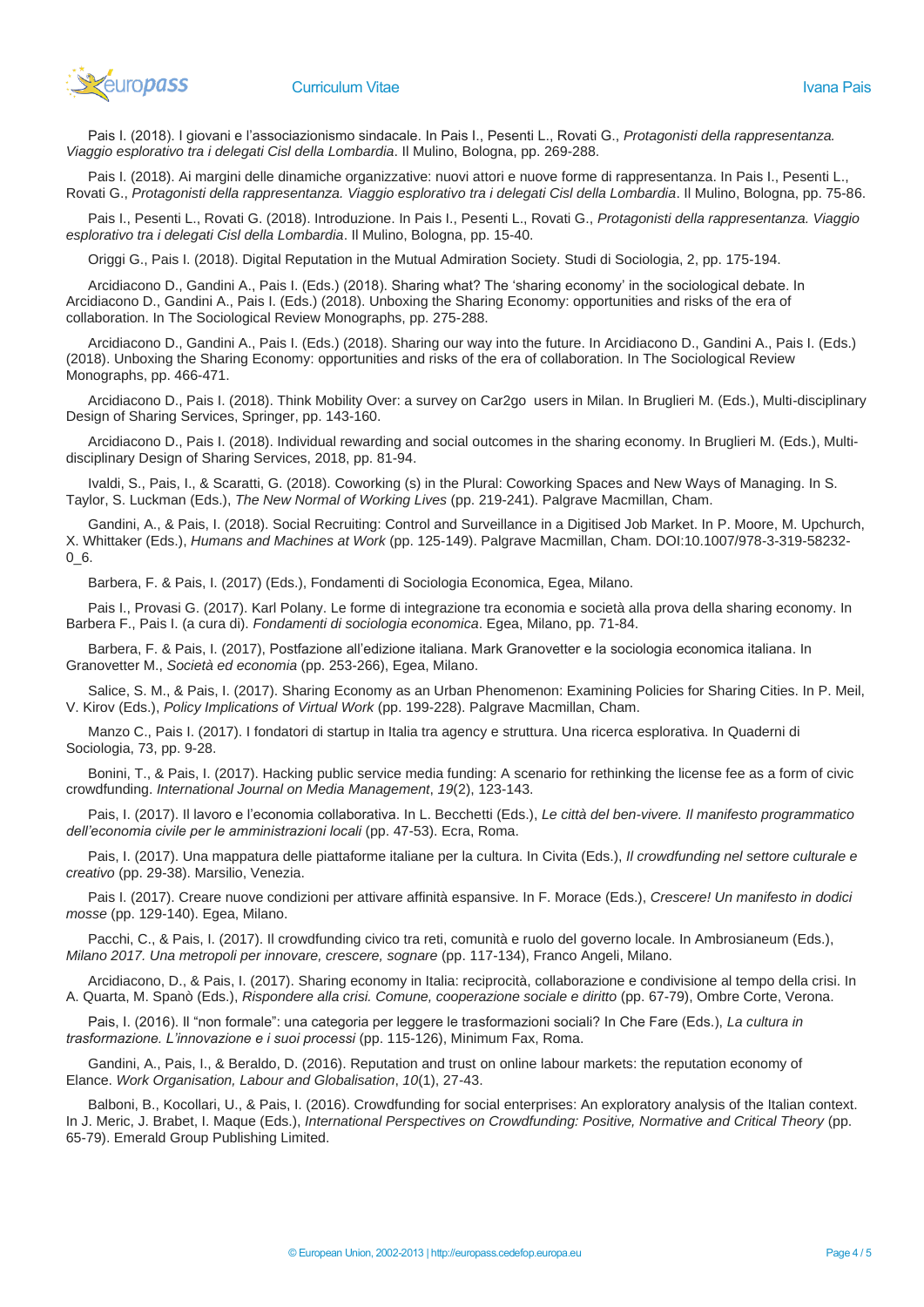Pais I. (2018). I giovani e l'associazionismo sindacale. In Pais I., Pesenti L., Rovati G., *Protagonisti della rappresentanza. Viaggio esplorativo tra i delegati Cisl della Lombardia*. Il Mulino, Bologna, pp. 269-288.

Pais I. (2018). Ai margini delle dinamiche organizzative: nuovi attori e nuove forme di rappresentanza. In Pais I., Pesenti L., Rovati G., *Protagonisti della rappresentanza. Viaggio esplorativo tra i delegati Cisl della Lombardia*. Il Mulino, Bologna, pp. 75-86.

Pais I., Pesenti L., Rovati G. (2018). Introduzione. In Pais I., Pesenti L., Rovati G., *Protagonisti della rappresentanza. Viaggio esplorativo tra i delegati Cisl della Lombardia*. Il Mulino, Bologna, pp. 15-40.

Origgi G., Pais I. (2018). Digital Reputation in the Mutual Admiration Society. Studi di Sociologia, 2, pp. 175-194.

Arcidiacono D., Gandini A., Pais I. (Eds.) (2018). Sharing what? The 'sharing economy' in the sociological debate. In Arcidiacono D., Gandini A., Pais I. (Eds.) (2018). Unboxing the Sharing Economy: opportunities and risks of the era of collaboration. In The Sociological Review Monographs, pp. 275-288.

Arcidiacono D., Gandini A., Pais I. (Eds.) (2018). Sharing our way into the future. In Arcidiacono D., Gandini A., Pais I. (Eds.) (2018). Unboxing the Sharing Economy: opportunities and risks of the era of collaboration. In The Sociological Review Monographs, pp. 466-471.

Arcidiacono D., Pais I. (2018). Think Mobility Over: a survey on Car2go users in Milan. In Bruglieri M. (Eds.), Multi-disciplinary Design of Sharing Services, Springer, pp. 143-160.

Arcidiacono D., Pais I. (2018). Individual rewarding and social outcomes in the sharing economy. In Bruglieri M. (Eds.), Multi-disciplinary Design of Sharing Services, 2018, pp. 81-94.

Ivaldi, S., Pais, I., & Scaratti, G. (2018). Coworking (s) in the Plural: Coworking Spaces and New Ways of Managing. In S. Taylor, S. Luckman (Eds.), *The New Normal of Working Lives* (pp. 219-241). Palgrave Macmillan, Cham.

Gandini, A., & Pais, I. (2018). Social Recruiting: Control and Surveillance in a Digitised Job Market. In P. Moore, M. Upchurch, X. Whittaker (Eds.), *Humans and Machines at Work* (pp. 125-149). Palgrave Macmillan, Cham. DOI:10.1007/978-3-319-58232-0_6.

Barbera, F. & Pais, I. (2017) (Eds.), Fondamenti di Sociologia Economica, Egea, Milano.

Pais I., Provasi G. (2017). Karl Polany. Le forme di integrazione tra economia e società alla prova della sharing economy. In Barbera F., Pais I. (a cura di). *Fondamenti di sociologia economica*. Egea, Milano, pp. 71-84.

Barbera, F. & Pais, I. (2017), Postfazione all'edizione italiana. Mark Granovetter e la sociologia economica italiana. In Granovetter M., *Società ed economia* (pp. 253-266), Egea, Milano.

Salice, S. M., & Pais, I. (2017). Sharing Economy as an Urban Phenomenon: Examining Policies for Sharing Cities. In P. Meil, V. Kirov (Eds.), *Policy Implications of Virtual Work* (pp. 199-228). Palgrave Macmillan, Cham.

Manzo C., Pais I. (2017). I fondatori di startup in Italia tra agency e struttura. Una ricerca esplorativa. In Quaderni di Sociologia, 73, pp. 9-28.

Bonini, T., & Pais, I. (2017). Hacking public service media funding: A scenario for rethinking the license fee as a form of civic crowdfunding. *International Journal on Media Management*, *19*(2), 123-143.

Pais, I. (2017). Il lavoro e l'economia collaborativa. In L. Becchetti (Eds.), *Le città del ben-vivere. Il manifesto programmatico dell'economia civile per le amministrazioni locali* (pp. 47-53). Ecra, Roma.

Pais, I. (2017). Una mappatura delle piattaforme italiane per la cultura. In Civita (Eds.), *Il crowdfunding nel settore culturale e creativo* (pp. 29-38). Marsilio, Venezia.

Pais I. (2017). Creare nuove condizioni per attivare affinità espansive. In F. Morace (Eds.), *Crescere! Un manifesto in dodici mosse* (pp. 129-140). Egea, Milano.

Pacchi, C., & Pais, I. (2017). Il crowdfunding civico tra reti, comunità e ruolo del governo locale. In Ambrosianeum (Eds.), *Milano 2017. Una metropoli per innovare, crescere, sognare* (pp. 117-134), Franco Angeli, Milano.

Arcidiacono, D., & Pais, I. (2017). Sharing economy in Italia: reciprocità, collaborazione e condivisione al tempo della crisi. In A. Quarta, M. Spanò (Eds.), *Rispondere alla crisi. Comune, cooperazione sociale e diritto* (pp. 67-79), Ombre Corte, Verona.

Pais, I. (2016). Il "non formale": una categoria per leggere le trasformazioni sociali? In Che Fare (Eds.), *La cultura in trasformazione. L'innovazione e i suoi processi* (pp. 115-126), Minimum Fax, Roma.

Gandini, A., Pais, I., & Beraldo, D. (2016). Reputation and trust on online labour markets: the reputation economy of Elance. *Work Organisation, Labour and Globalisation*, *10*(1), 27-43.

Balboni, B., Kocollari, U., & Pais, I. (2016). Crowdfunding for social enterprises: An exploratory analysis of the Italian context. In J. Meric, J. Brabet, I. Maque (Eds.), *International Perspectives on Crowdfunding: Positive, Normative and Critical Theory* (pp. 65-79). Emerald Group Publishing Limited.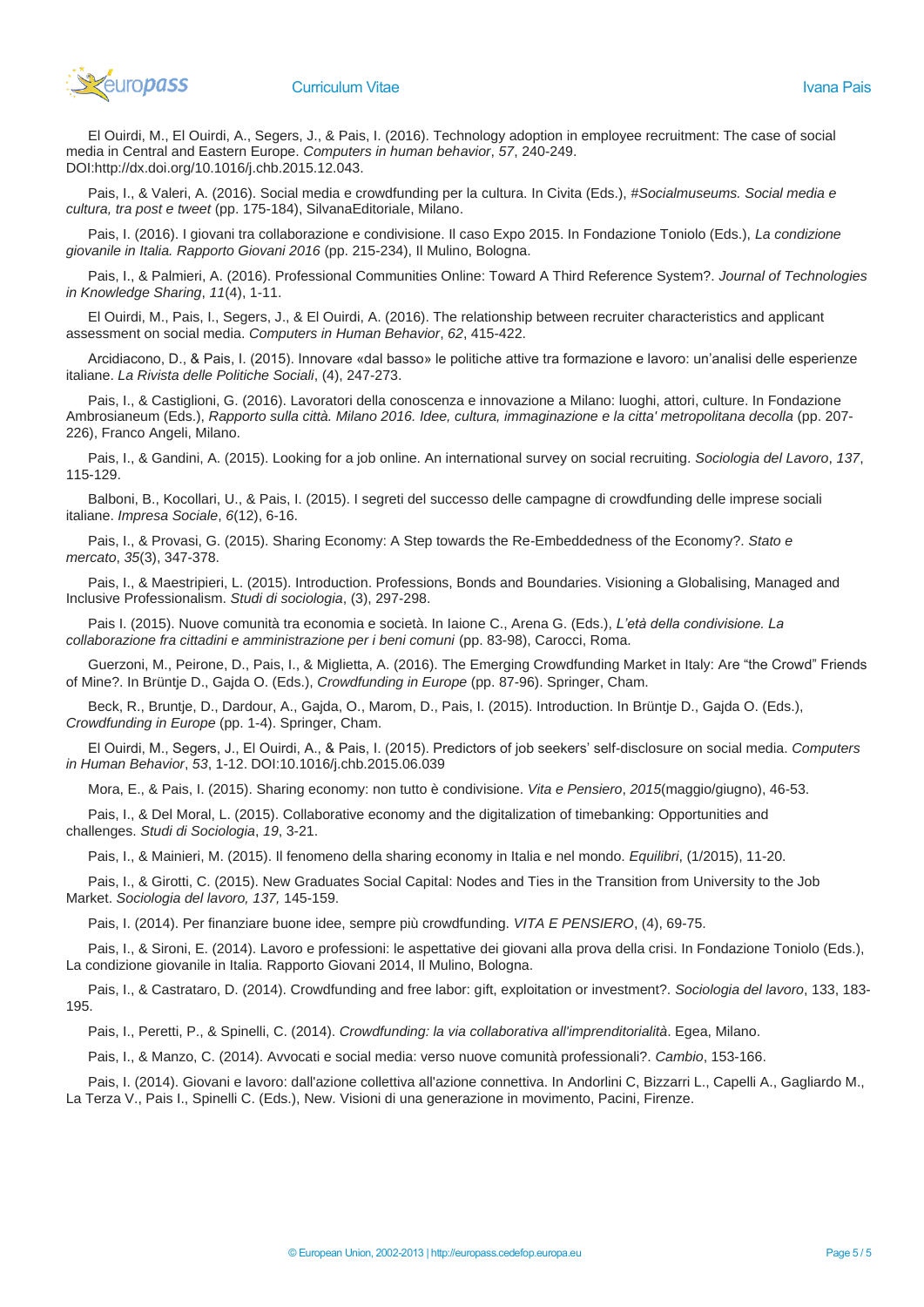El Ouirdi, M., El Ouirdi, A., Segers, J., & Pais, I. (2016). Technology adoption in employee recruitment: The case of social media in Central and Eastern Europe. *Computers in human behavior*, *57*, 240-249. DOI:http://dx.doi.org/10.1016/j.chb.2015.12.043.

Pais, I., & Valeri, A. (2016). Social media e crowdfunding per la cultura. In Civita (Eds.), *#Socialmuseums. Social media e cultura, tra post e tweet* (pp. 175-184), SilvanaEditoriale, Milano.

Pais, I. (2016). I giovani tra collaborazione e condivisione. Il caso Expo 2015. In Fondazione Toniolo (Eds.), *La condizione giovanile in Italia. Rapporto Giovani 2016* (pp. 215-234), Il Mulino, Bologna.

Pais, I., & Palmieri, A. (2016). Professional Communities Online: Toward A Third Reference System?. *Journal of Technologies in Knowledge Sharing*, *11*(4), 1-11.

El Ouirdi, M., Pais, I., Segers, J., & El Ouirdi, A. (2016). The relationship between recruiter characteristics and applicant assessment on social media. *Computers in Human Behavior*, *62*, 415-422.

Arcidiacono, D., & Pais, I. (2015). Innovare «dal basso» le politiche attive tra formazione e lavoro: un'analisi delle esperienze italiane. *La Rivista delle Politiche Sociali*, (4), 247-273.

Pais, I., & Castiglioni, G. (2016). Lavoratori della conoscenza e innovazione a Milano: luoghi, attori, culture. In Fondazione Ambrosianeum (Eds.), *Rapporto sulla città. Milano 2016. Idee, cultura, immaginazione e la citta' metropolitana decolla* (pp. 207-226), Franco Angeli, Milano.

Pais, I., & Gandini, A. (2015). Looking for a job online. An international survey on social recruiting. *Sociologia del Lavoro*, *137*, 115-129.

Balboni, B., Kocollari, U., & Pais, I. (2015). I segreti del successo delle campagne di crowdfunding delle imprese sociali italiane. *Impresa Sociale*, *6*(12), 6-16.

Pais, I., & Provasi, G. (2015). Sharing Economy: A Step towards the Re-Embeddedness of the Economy?. *Stato e mercato*, *35*(3), 347-378.

Pais, I., & Maestripieri, L. (2015). Introduction. Professions, Bonds and Boundaries. Visioning a Globalising, Managed and Inclusive Professionalism. *Studi di sociologia*, (3), 297-298.

Pais I. (2015). Nuove comunità tra economia e società. In Iaione C., Arena G. (Eds.), *L'età della condivisione. La collaborazione fra cittadini e amministrazione per i beni comuni* (pp. 83-98), Carocci, Roma.

Guerzoni, M., Peirone, D., Pais, I., & Miglietta, A. (2016). The Emerging Crowdfunding Market in Italy: Are "the Crowd" Friends of Mine?. In Brüntje D., Gajda O. (Eds.), *Crowdfunding in Europe* (pp. 87-96). Springer, Cham.

Beck, R., Bruntje, D., Dardour, A., Gajda, O., Marom, D., Pais, I. (2015). Introduction. In Brüntje D., Gajda O. (Eds.), *Crowdfunding in Europe* (pp. 1-4). Springer, Cham.

El Ouirdi, M., Segers, J., El Ouirdi, A., & Pais, I. (2015). Predictors of job seekers' self-disclosure on social media. *Computers in Human Behavior*, *53*, 1-12. DOI:10.1016/j.chb.2015.06.039

Mora, E., & Pais, I. (2015). Sharing economy: non tutto è condivisione. *Vita e Pensiero*, *2015*(maggio/giugno), 46-53.

Pais, I., & Del Moral, L. (2015). Collaborative economy and the digitalization of timebanking: Opportunities and challenges. *Studi di Sociologia*, *19*, 3-21.

Pais, I., & Mainieri, M. (2015). Il fenomeno della sharing economy in Italia e nel mondo. *Equilibri*, (1/2015), 11-20.

Pais, I., & Girotti, C. (2015). New Graduates Social Capital: Nodes and Ties in the Transition from University to the Job Market. *Sociologia del lavoro, 137,* 145-159.

Pais, I. (2014). Per finanziare buone idee, sempre più crowdfunding. *VITA E PENSIERO*, (4), 69-75.

Pais, I., & Sironi, E. (2014). Lavoro e professioni: le aspettative dei giovani alla prova della crisi. In Fondazione Toniolo (Eds.), La condizione giovanile in Italia. Rapporto Giovani 2014, Il Mulino, Bologna.

Pais, I., & Castrataro, D. (2014). Crowdfunding and free labor: gift, exploitation or investment?. *Sociologia del lavoro*, 133, 183-195.

Pais, I., Peretti, P., & Spinelli, C. (2014). *Crowdfunding: la via collaborativa all'imprenditorialità*. Egea, Milano.

Pais, I., & Manzo, C. (2014). Avvocati e social media: verso nuove comunità professionali?. *Cambio*, 153-166.

Pais, I. (2014). Giovani e lavoro: dall'azione collettiva all'azione connettiva. In Andorlini C, Bizzarri L., Capelli A., Gagliardo M., La Terza V., Pais I., Spinelli C. (Eds.), New. Visioni di una generazione in movimento, Pacini, Firenze.